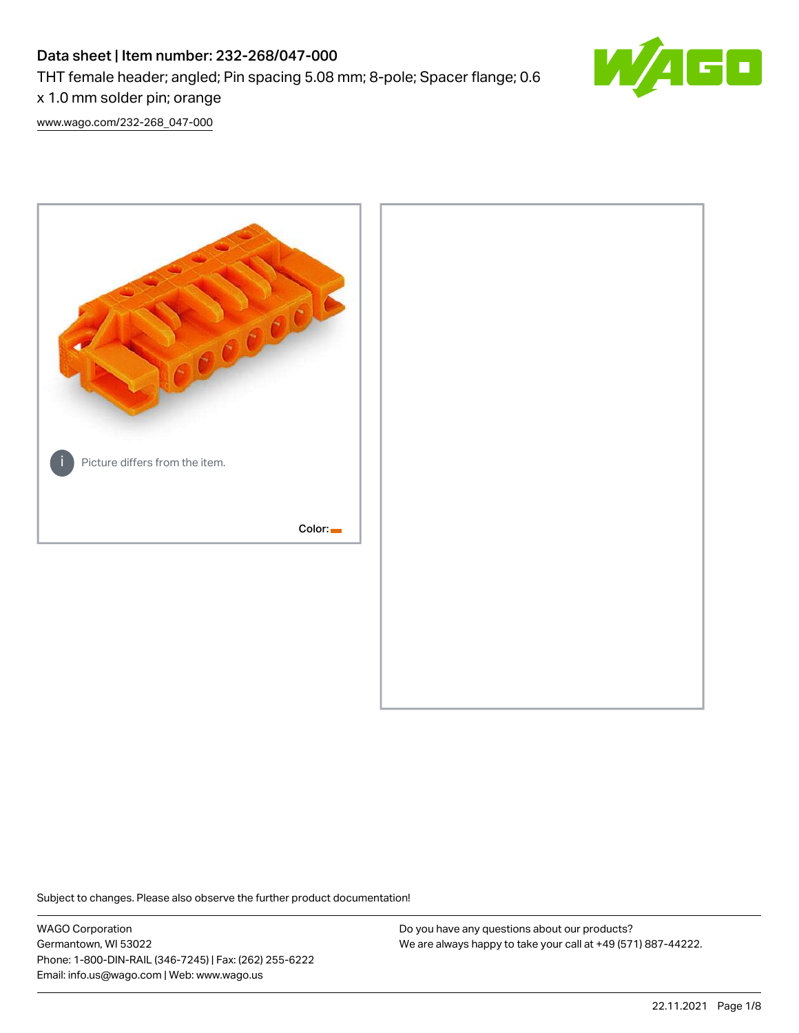# Data sheet | Item number: 232-268/047-000

THT female header; angled; Pin spacing 5.08 mm; 8-pole; Spacer flange; 0.6 x 1.0 mm solder pin; orange

www.wago.com/232-268_047-000

Picture differs from the item.

Color:

Subject to changes. Please also observe the further product documentation!

WAGO Corporation
Germantown, WI 53022
Phone: 1-800-DIN-RAIL (346-7245) | Fax: (262) 255-6222
Email: info.us@wago.com | Web: www.wago.us

Do you have any questions about our products?
We are always happy to take your call at +49 (571) 887-44222.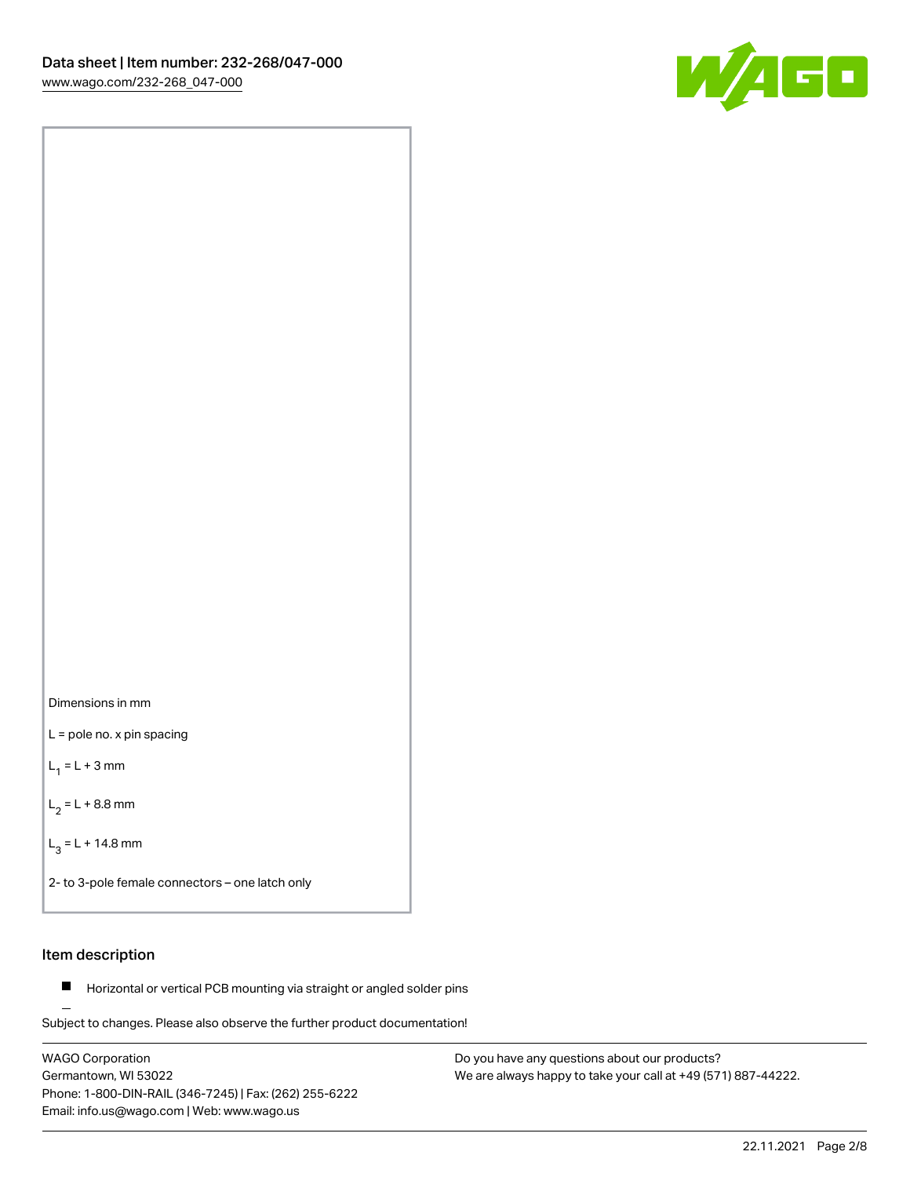Dimensions in mm

L = pole no. x pin spacing

$L_1$ = L + 3 mm

$L_2$ = L + 8.8 mm

$L_3$ = L + 14.8 mm

2- to 3-pole female connectors – one latch only

## Item description

- Horizontal or vertical PCB mounting via straight or angled solder pins

Subject to changes. Please also observe the further product documentation!

WAGO Corporation
Germantown, WI 53022
Phone: 1-800-DIN-RAIL (346-7245) | Fax: (262) 255-6222
Email: info.us@wago.com | Web: www.wago.us

Do you have any questions about our products?
We are always happy to take your call at +49 (571) 887-44222.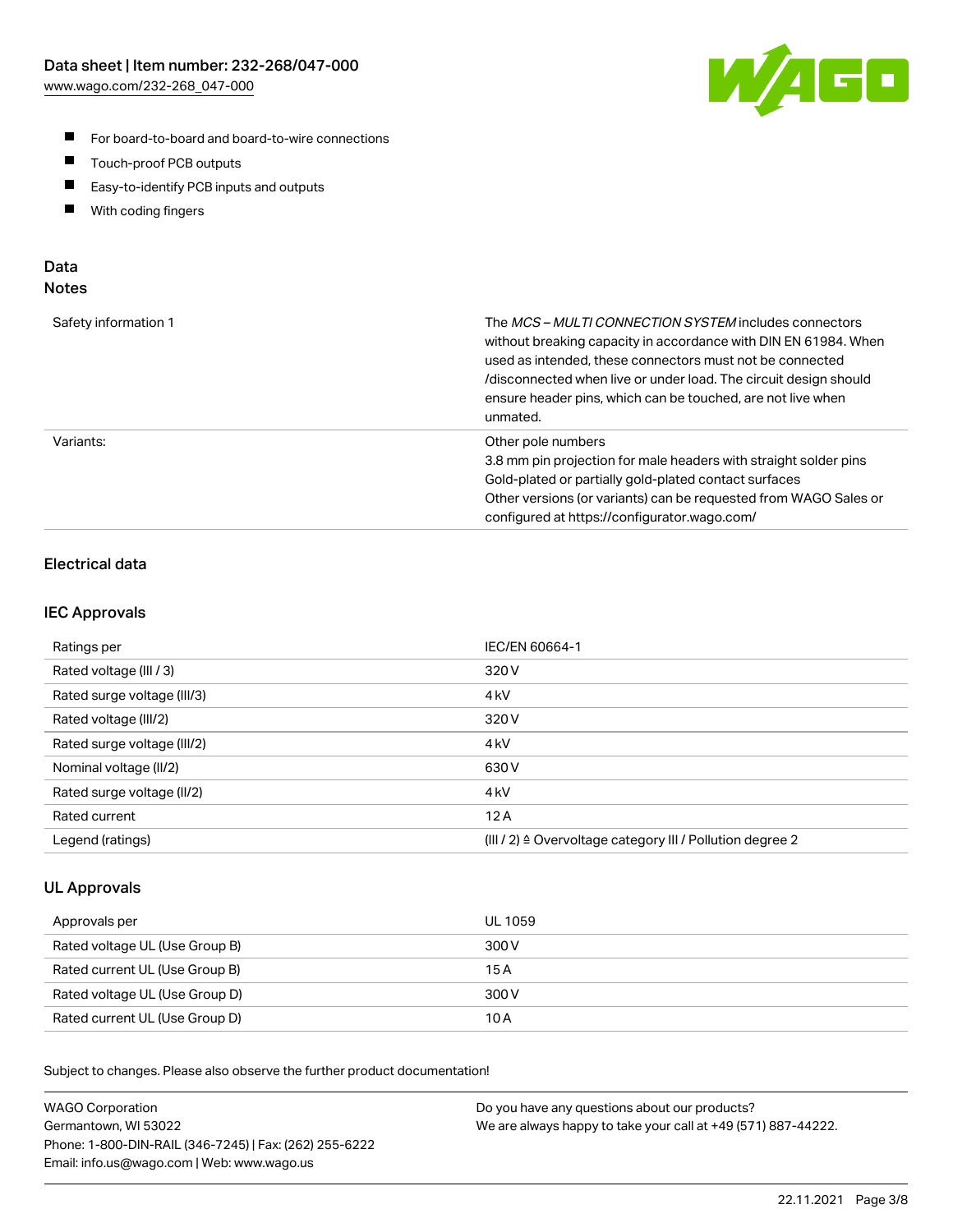- For board-to-board and board-to-wire connections
- Touch-proof PCB outputs
- Easy-to-identify PCB inputs and outputs
- With coding fingers

## Data
### Notes

| | |
|---|---|
| Safety information 1 | The *MCS – MULTI CONNECTION SYSTEM* includes connectors without breaking capacity in accordance with DIN EN 61984. When used as intended, these connectors must not be connected /disconnected when live or under load. The circuit design should ensure header pins, which can be touched, are not live when unmated. |
| Variants: | Other pole numbers<br>3.8 mm pin projection for male headers with straight solder pins<br>Gold-plated or partially gold-plated contact surfaces<br>Other versions (or variants) can be requested from WAGO Sales or configured at https://configurator.wago.com/ |

### Electrical data

### IEC Approvals

| | |
|---|---|
| Ratings per | IEC/EN 60664-1 |
| Rated voltage (III / 3) | 320 V |
| Rated surge voltage (III/3) | 4 kV |
| Rated voltage (III/2) | 320 V |
| Rated surge voltage (III/2) | 4 kV |
| Nominal voltage (II/2) | 630 V |
| Rated surge voltage (II/2) | 4 kV |
| Rated current | 12 A |
| Legend (ratings) | (III / 2) ≙ Overvoltage category III / Pollution degree 2 |

### UL Approvals

| | |
|---|---|
| Approvals per | UL 1059 |
| Rated voltage UL (Use Group B) | 300 V |
| Rated current UL (Use Group B) | 15 A |
| Rated voltage UL (Use Group D) | 300 V |
| Rated current UL (Use Group D) | 10 A |

Subject to changes. Please also observe the further product documentation!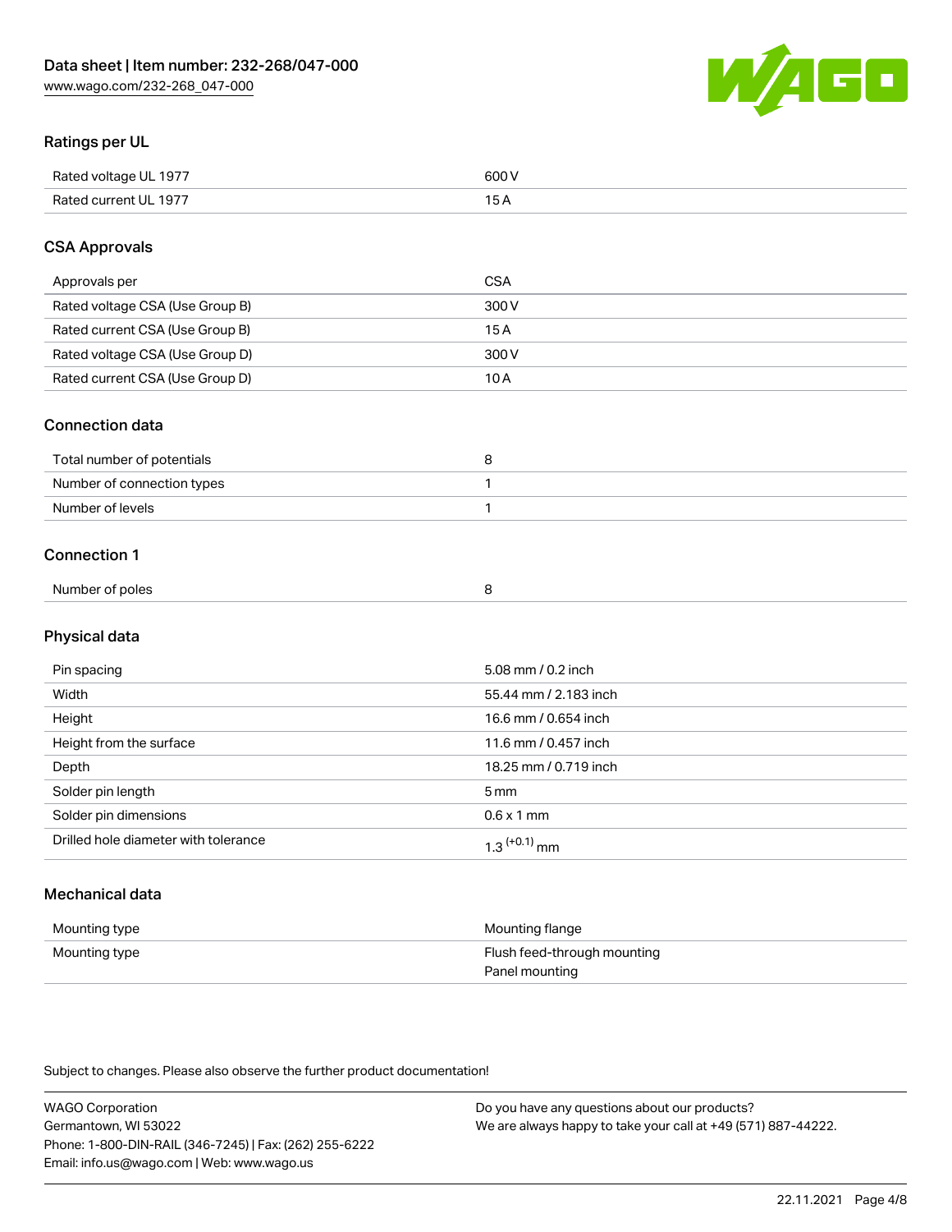## Ratings per UL

| | |
|---|---|
| Rated voltage UL 1977 | 600 V |
| Rated current UL 1977 | 15 A |

## CSA Approvals

| | |
|---|---|
| Approvals per | CSA |
| Rated voltage CSA (Use Group B) | 300 V |
| Rated current CSA (Use Group B) | 15 A |
| Rated voltage CSA (Use Group D) | 300 V |
| Rated current CSA (Use Group D) | 10 A |

## Connection data

| | |
|---|---|
| Total number of potentials | 8 |
| Number of connection types | 1 |
| Number of levels | 1 |

## Connection 1

| | |
|---|---|
| Number of poles | 8 |

## Physical data

| | |
|---|---|
| Pin spacing | 5.08 mm / 0.2 inch |
| Width | 55.44 mm / 2.183 inch |
| Height | 16.6 mm / 0.654 inch |
| Height from the surface | 11.6 mm / 0.457 inch |
| Depth | 18.25 mm / 0.719 inch |
| Solder pin length | 5 mm |
| Solder pin dimensions | 0.6 x 1 mm |
| Drilled hole diameter with tolerance | $1.3^{(+0.1)}$ mm |

## Mechanical data

| | |
|---|---|
| Mounting type | Mounting flange |
| Mounting type | Flush feed-through mounting<br>Panel mounting |

Subject to changes. Please also observe the further product documentation!

WAGO Corporation
Germantown, WI 53022
Phone: 1-800-DIN-RAIL (346-7245) | Fax: (262) 255-6222
Email: info.us@wago.com | Web: www.wago.us

Do you have any questions about our products?
We are always happy to take your call at +49 (571) 887-44222.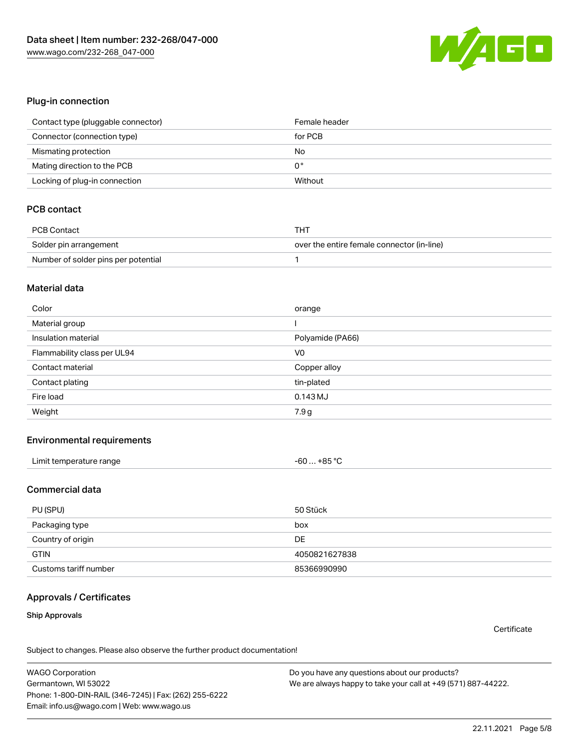## Plug-in connection

| | |
|---|---|
| Contact type (pluggable connector) | Female header |
| Connector (connection type) | for PCB |
| Mismating protection | No |
| Mating direction to the PCB | 0 ° |
| Locking of plug-in connection | Without |

## PCB contact

| | |
|---|---|
| PCB Contact | THT |
| Solder pin arrangement | over the entire female connector (in-line) |
| Number of solder pins per potential | 1 |

## Material data

| | |
|---|---|
| Color | orange |
| Material group | I |
| Insulation material | Polyamide (PA66) |
| Flammability class per UL94 | V0 |
| Contact material | Copper alloy |
| Contact plating | tin-plated |
| Fire load | 0.143 MJ |
| Weight | 7.9 g |

## Environmental requirements

| | |
|---|---|
| Limit temperature range | -60 … +85 °C |

## Commercial data

| | |
|---|---|
| PU (SPU) | 50 Stück |
| Packaging type | box |
| Country of origin | DE |
| GTIN | 4050821627838 |
| Customs tariff number | 85366990990 |

## Approvals / Certificates

### Ship Approvals

Certificate

Subject to changes. Please also observe the further product documentation!

WAGO Corporation
Germantown, WI 53022
Phone: 1-800-DIN-RAIL (346-7245) | Fax: (262) 255-6222
Email: info.us@wago.com | Web: www.wago.us

Do you have any questions about our products?
We are always happy to take your call at +49 (571) 887-44222.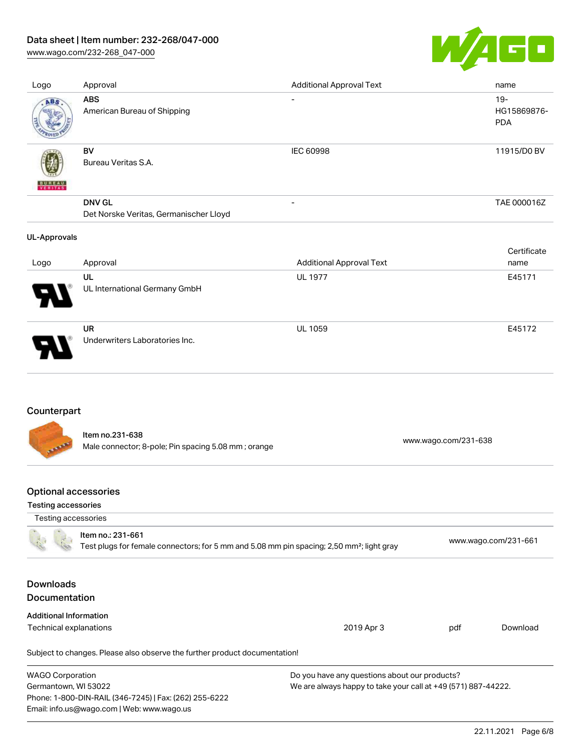| Logo | Approval | Additional Approval Text | name |
| --- | --- | --- | --- |
| | **ABS**<br>American Bureau of Shipping | - | 19-HG15869876-PDA |
| | **BV**<br>Bureau Veritas S.A. | IEC 60998 | 11915/D0 BV |
| | **DNV GL**<br>Det Norske Veritas, Germanischer Lloyd | - | TAE 000016Z |

**UL-Approvals**

| Logo | Approval | Additional Approval Text | Certificate name |
| --- | --- | --- | --- |
| | **UL**<br>UL International Germany GmbH | UL 1977 | E45171 |
| | **UR**<br>Underwriters Laboratories Inc. | UL 1059 | E45172 |

## Counterpart

| | | |
| --- | --- | --- |
| | Item no.231-638<br>Male connector; 8-pole; Pin spacing 5.08 mm ; orange | www.wago.com/231-638 |

## Optional accessories

**Testing accessories**

| Testing accessories | | |
| --- | --- | --- |
| | Item no.: 231-661<br>Test plugs for female connectors; for 5 mm and 5.08 mm pin spacing; 2,50 mm²; light gray | www.wago.com/231-661 |

## Downloads

## Documentation

**Additional Information**

| | | | |
| --- | --- | --- | --- |
| Technical explanations | 2019 Apr 3 | pdf | Download |

Subject to changes. Please also observe the further product documentation!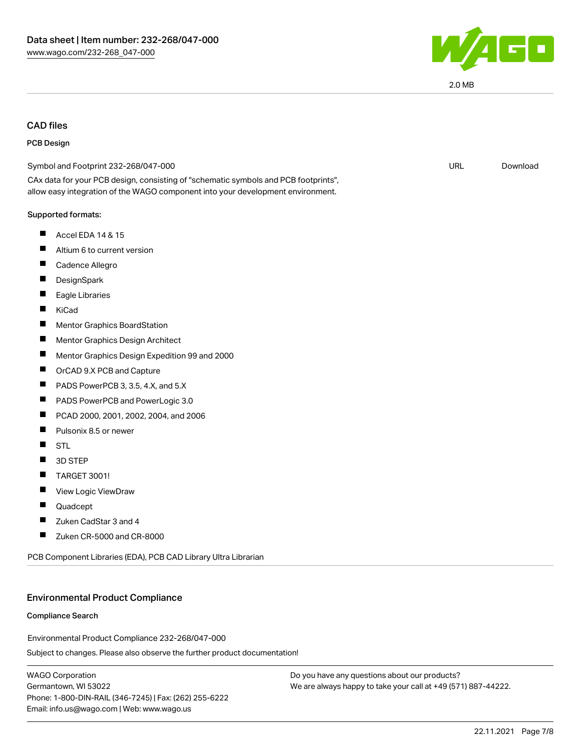2.0 MB

## CAD files

### PCB Design

Symbol and Footprint 232-268/047-000 URL Download

CAx data for your PCB design, consisting of "schematic symbols and PCB footprints", allow easy integration of the WAGO component into your development environment.

**Supported formats:**

- Accel EDA 14 & 15
- Altium 6 to current version
- Cadence Allegro
- DesignSpark
- Eagle Libraries
- KiCad
- Mentor Graphics BoardStation
- Mentor Graphics Design Architect
- Mentor Graphics Design Expedition 99 and 2000
- OrCAD 9.X PCB and Capture
- PADS PowerPCB 3, 3.5, 4.X, and 5.X
- PADS PowerPCB and PowerLogic 3.0
- PCAD 2000, 2001, 2002, 2004, and 2006
- Pulsonix 8.5 or newer
- STL
- 3D STEP
- TARGET 3001!
- View Logic ViewDraw
- Quadcept
- Zuken CadStar 3 and 4
- Zuken CR-5000 and CR-8000

PCB Component Libraries (EDA), PCB CAD Library Ultra Librarian

## Environmental Product Compliance

### Compliance Search

Environmental Product Compliance 232-268/047-000

Subject to changes. Please also observe the further product documentation!

WAGO Corporation
Germantown, WI 53022
Phone: 1-800-DIN-RAIL (346-7245) | Fax: (262) 255-6222
Email: info.us@wago.com | Web: www.wago.us

Do you have any questions about our products?
We are always happy to take your call at +49 (571) 887-44222.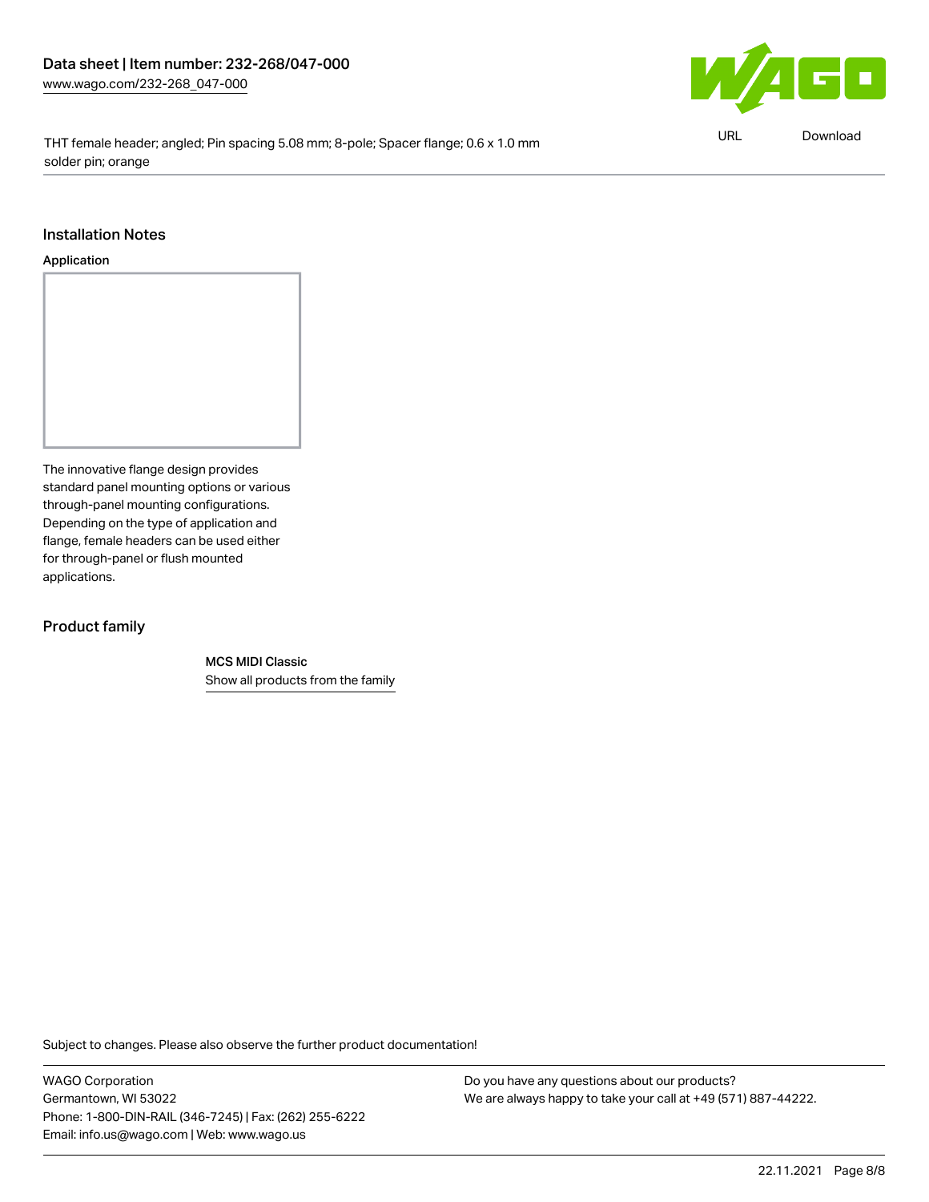## Installation Notes

### Application

The innovative flange design provides standard panel mounting options or various through-panel mounting configurations. Depending on the type of application and flange, female headers can be used either for through-panel or flush mounted applications.

## Product family

MCS MIDI Classic
Show all products from the family

Subject to changes. Please also observe the further product documentation!